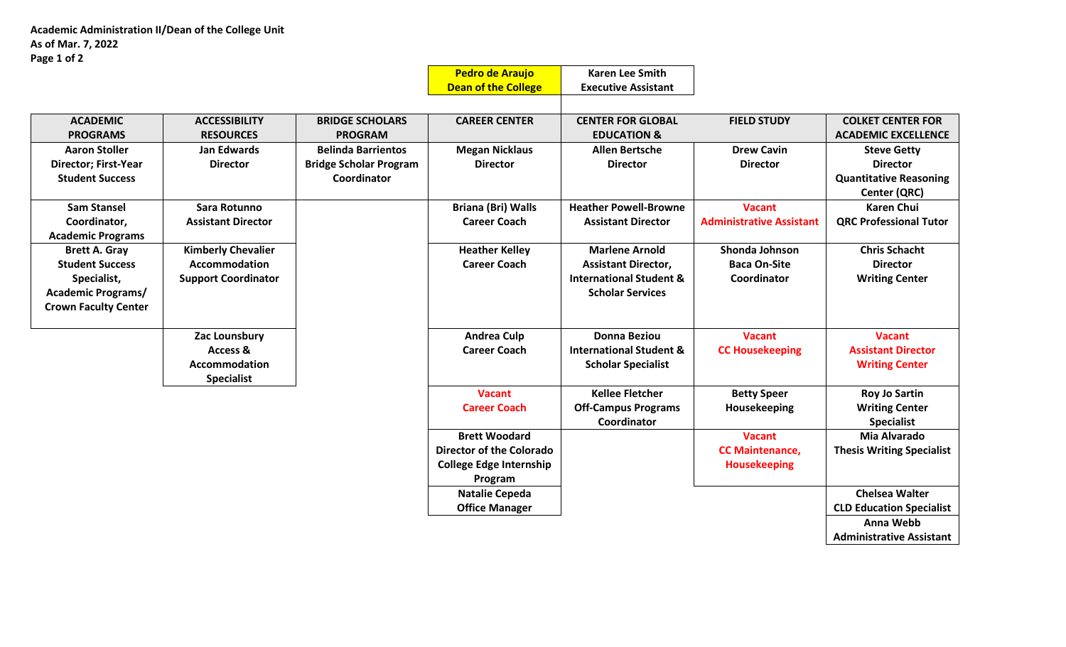**Academic Administration II/Dean of the College Unit**
**As of Mar. 7, 2022**

| Pedro de Araujo<br>Dean of the College | Karen Lee Smith<br>Executive Assistant |
|---|---|

| ACADEMIC PROGRAMS | ACCESSIBILITY RESOURCES | BRIDGE SCHOLARS PROGRAM | CAREER CENTER | CENTER FOR GLOBAL EDUCATION & | FIELD STUDY | COLKET CENTER FOR ACADEMIC EXCELLENCE |
|---|---|---|---|---|---|---|
| Aaron Stoller<br>Director; First-Year Student Success | Jan Edwards<br>Director | Belinda Barrientos<br>Bridge Scholar Program Coordinator | Megan Nicklaus<br>Director | Allen Bertsche<br>Director | Drew Cavin<br>Director | Steve Getty<br>Director<br>Quantitative Reasoning Center (QRC) |
| Sam Stansel<br>Coordinator, Academic Programs | Sara Rotunno<br>Assistant Director | | Briana (Bri) Walls<br>Career Coach | Heather Powell-Browne<br>Assistant Director | Vacant<br>Administrative Assistant | Karen Chui<br>QRC Professional Tutor |
| Brett A. Gray<br>Student Success Specialist, Academic Programs/ Crown Faculty Center | Kimberly Chevalier<br>Accommodation Support Coordinator | | Heather Kelley<br>Career Coach | Marlene Arnold<br>Assistant Director, International Student & Scholar Services | Shonda Johnson<br>Baca On-Site Coordinator | Chris Schacht<br>Director<br>Writing Center |
| | Zac Lounsbury<br>Access & Accommodation Specialist | | Andrea Culp<br>Career Coach | Donna Beziou<br>International Student & Scholar Specialist | Vacant<br>CC Housekeeping | Vacant<br>Assistant Director<br>Writing Center |
| | | | Vacant<br>Career Coach | Kellee Fletcher<br>Off-Campus Programs Coordinator | Betty Speer<br>Housekeeping | Roy Jo Sartin<br>Writing Center Specialist |
| | | | Brett Woodard<br>Director of the Colorado College Edge Internship Program | | Vacant<br>CC Maintenance, Housekeeping | Mia Alvarado<br>Thesis Writing Specialist |
| | | | Natalie Cepeda<br>Office Manager | | | Chelsea Walter<br>CLD Education Specialist |
| | | | | | | Anna Webb<br>Administrative Assistant |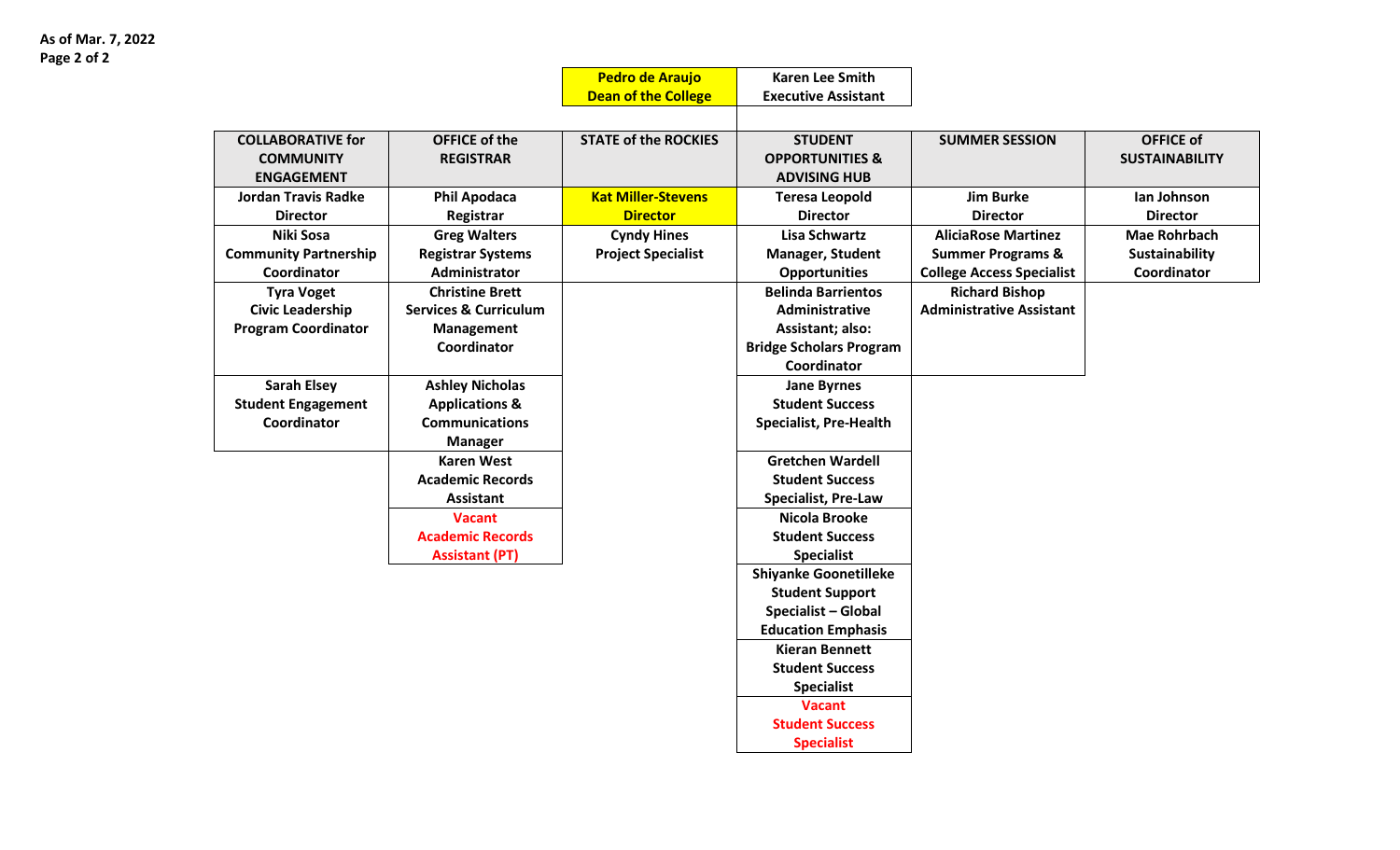As of Mar. 7, 2022

**Pedro de Araujo**
**Dean of the College**

**Karen Lee Smith**
**Executive Assistant**

| COLLABORATIVE for COMMUNITY ENGAGEMENT | OFFICE of the REGISTRAR | STATE of the ROCKIES | STUDENT OPPORTUNITIES & ADVISING HUB | SUMMER SESSION | OFFICE of SUSTAINABILITY |
|---|---|---|---|---|---|
| **Jordan Travis Radke** Director | **Phil Apodaca** Registrar | **Kat Miller-Stevens** Director | **Teresa Leopold** Director | **Jim Burke** Director | **Ian Johnson** Director |
| **Niki Sosa** Community Partnership Coordinator | **Greg Walters** Registrar Systems Administrator | **Cyndy Hines** Project Specialist | **Lisa Schwartz** Manager, Student Opportunities | **AliciaRose Martinez** Summer Programs & College Access Specialist | **Mae Rohrbach** Sustainability Coordinator |
| **Tyra Voget** Civic Leadership Program Coordinator | **Christine Brett** Services & Curriculum Management Coordinator | | **Belinda Barrientos** Administrative Assistant; also: Bridge Scholars Program Coordinator | **Richard Bishop** Administrative Assistant | |
| **Sarah Elsey** Student Engagement Coordinator | **Ashley Nicholas** Applications & Communications Manager | | **Jane Byrnes** Student Success Specialist, Pre-Health | | |
| | **Karen West** Academic Records Assistant | | **Gretchen Wardell** Student Success Specialist, Pre-Law | | |
| | **Vacant** Academic Records Assistant (PT) | | **Nicola Brooke** Student Success Specialist | | |
| | | | **Shiyanke Goonetilleke** Student Support Specialist – Global Education Emphasis | | |
| | | | **Kieran Bennett** Student Success Specialist | | |
| | | | **Vacant** Student Success Specialist | | |